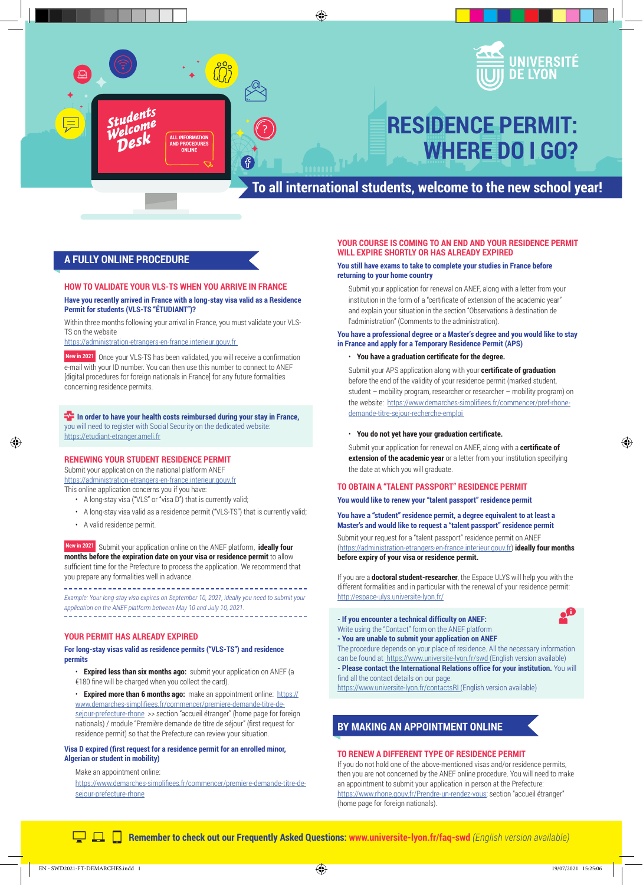Students Welcome Desk

ALL INFORMATION AND PROCEDURES ONLINE

UNIVERSITÉ DE LYON

# RESIDENCE PERMIT: WHERE DO I GO?

**To all international students, welcome to the new school year!**

## A FULLY ONLINE PROCEDURE

### HOW TO VALIDATE YOUR VLS-TS WHEN YOU ARRIVE IN FRANCE

**Have you recently arrived in France with a long-stay visa valid as a Residence Permit for students (VLS-TS "ÉTUDIANT")?**

Within three months following your arrival in France, you must validate your VLS-TS on the website
https://administration-etrangers-en-france.interieur.gouv.fr

**New in 2021** Once your VLS-TS has been validated, you will receive a confirmation e-mail with your ID number. You can then use this number to connect to ANEF [digital procedures for foreign nationals in France] for any future formalities concerning residence permits.

**In order to have your health costs reimbursed during your stay in France,** you will need to register with Social Security on the dedicated website: https://etudiant-etranger.ameli.fr

### RENEWING YOUR STUDENT RESIDENCE PERMIT

Submit your application on the national platform ANEF
https://administration-etrangers-en-france.interieur.gouv.fr
This online application concerns you if you have:

- A long-stay visa ("VLS" or "visa D") that is currently valid;
- A long-stay visa valid as a residence permit ("VLS-TS") that is currently valid;
- A valid residence permit.

**New in 2021** Submit your application online on the ANEF platform, **ideally four months before the expiration date on your visa or residence permit** to allow sufficient time for the Prefecture to process the application. We recommend that you prepare any formalities well in advance.

*Example: Your long-stay visa expires on September 10, 2021, ideally you need to submit your application on the ANEF platform between May 10 and July 10, 2021.*

### YOUR PERMIT HAS ALREADY EXPIRED

**For long-stay visas valid as residence permits ("VLS-TS") and residence permits**

- **Expired less than six months ago:** submit your application on ANEF (a €180 fine will be charged when you collect the card).
- **Expired more than 6 months ago:** make an appointment online: https://www.demarches-simplifiees.fr/commencer/premiere-demande-titre-de-sejour-prefecture-rhone >> section "accueil étranger" (home page for foreign nationals) / module "Première demande de titre de séjour" (first request for residence permit) so that the Prefecture can review your situation.

**Visa D expired (first request for a residence permit for an enrolled minor, Algerian or student in mobility)**

Make an appointment online:
https://www.demarches-simplifiees.fr/commencer/premiere-demande-titre-de-sejour-prefecture-rhone

### YOUR COURSE IS COMING TO AN END AND YOUR RESIDENCE PERMIT WILL EXPIRE SHORTLY OR HAS ALREADY EXPIRED

**You still have exams to take to complete your studies in France before returning to your home country**

Submit your application for renewal on ANEF, along with a letter from your institution in the form of a "certificate of extension of the academic year" and explain your situation in the section "Observations à destination de l'administration" (Comments to the administration).

**You have a professional degree or a Master's degree and you would like to stay in France and apply for a Temporary Residence Permit (APS)**

- **You have a graduation certificate for the degree.**

Submit your APS application along with your **certificate of graduation** before the end of the validity of your residence permit (marked student, student – mobility program, researcher or researcher – mobility program) on the website: https://www.demarches-simplifiees.fr/commencer/pref-rhone-demande-titre-sejour-recherche-emploi

- **You do not yet have your graduation certificate.**

Submit your application for renewal on ANEF, along with a **certificate of extension of the academic year** or a letter from your institution specifying the date at which you will graduate.

### TO OBTAIN A "TALENT PASSPORT" RESIDENCE PERMIT

**You would like to renew your "talent passport" residence permit**

**You have a "student" residence permit, a degree equivalent to at least a Master's and would like to request a "talent passport" residence permit**

Submit your request for a "talent passport" residence permit on ANEF (https://administration-etrangers-en-france.interieur.gouv.fr) **ideally four months before expiry of your visa or residence permit.**

If you are a **doctoral student-researcher**, the Espace ULYS will help you with the different formalities and in particular with the renewal of your residence permit: http://espace-ulys.universite-lyon.fr/

**- If you encounter a technical difficulty on ANEF:**
Write using the "Contact" form on the ANEF platform
**- You are unable to submit your application on ANEF**
The procedure depends on your place of residence. All the necessary information can be found at https://www.universite-lyon.fr/swd (English version available)
**- Please contact the International Relations office for your institution.** You will find all the contact details on our page:
https://www.universite-lyon.fr/contactsRI (English version available)

## BY MAKING AN APPOINTMENT ONLINE

### TO RENEW A DIFFERENT TYPE OF RESIDENCE PERMIT

If you do not hold one of the above-mentioned visas and/or residence permits, then you are not concerned by the ANEF online procedure. You will need to make an appointment to submit your application in person at the Prefecture:
https://www.rhone.gouv.fr/Prendre-un-rendez-vous: section "accueil étranger" (home page for foreign nationals).

**Remember to check out our Frequently Asked Questions: www.universite-lyon.fr/faq-swd** *(English version available)*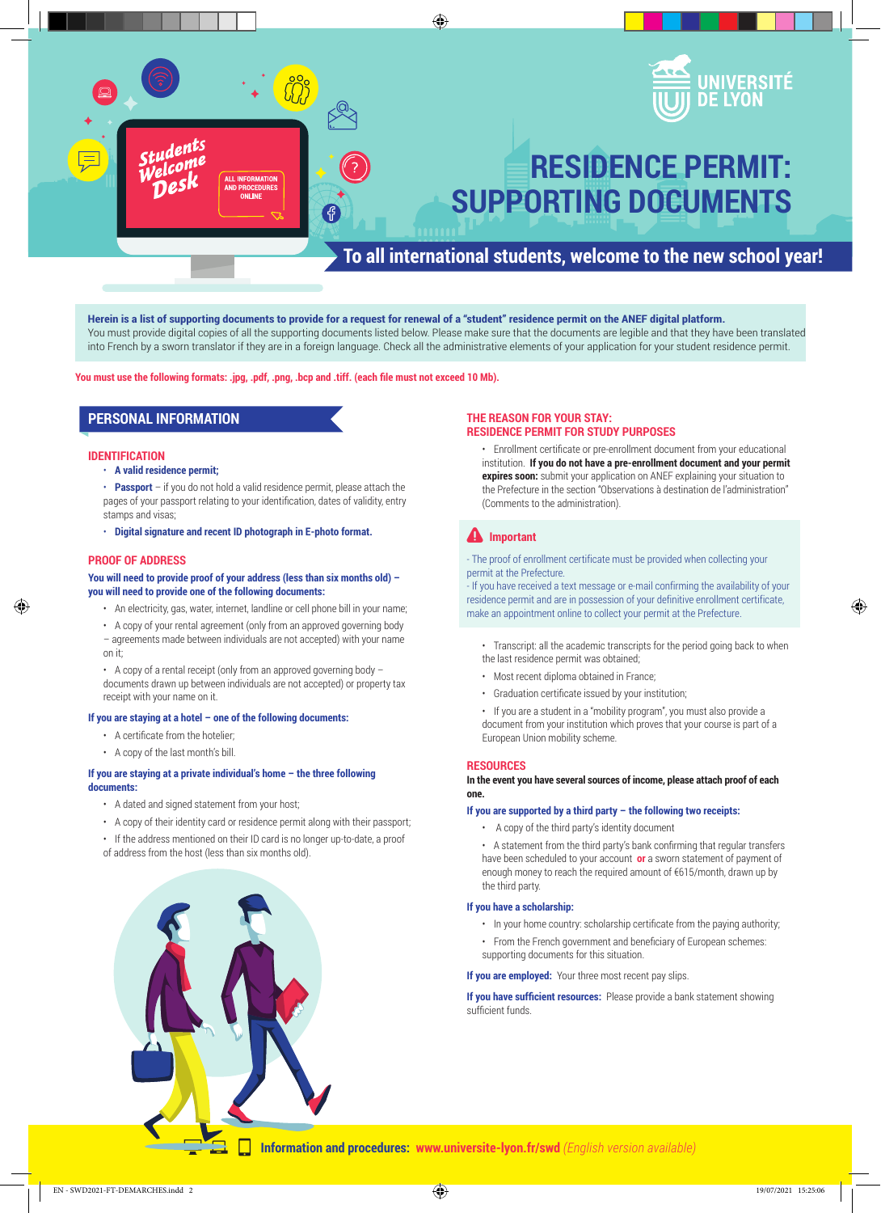Students Welcome Desk

ALL INFORMATION AND PROCEDURES ONLINE

UNIVERSITÉ DE LYON

# RESIDENCE PERMIT: SUPPORTING DOCUMENTS

**To all international students, welcome to the new school year!**

**Herein is a list of supporting documents to provide for a request for renewal of a "student" residence permit on the ANEF digital platform.**
You must provide digital copies of all the supporting documents listed below. Please make sure that the documents are legible and that they have been translated into French by a sworn translator if they are in a foreign language. Check all the administrative elements of your application for your student residence permit.

**You must use the following formats: .jpg, .pdf, .png, .bcp and .tiff. (each file must not exceed 10 Mb).**

## PERSONAL INFORMATION

### IDENTIFICATION

- **A valid residence permit;**
- **Passport** – if you do not hold a valid residence permit, please attach the pages of your passport relating to your identification, dates of validity, entry stamps and visas;
- **Digital signature and recent ID photograph in E-photo format.**

### PROOF OF ADDRESS

**You will need to provide proof of your address (less than six months old) – you will need to provide one of the following documents:**

- An electricity, gas, water, internet, landline or cell phone bill in your name;
- A copy of your rental agreement (only from an approved governing body – agreements made between individuals are not accepted) with your name on it;
- A copy of a rental receipt (only from an approved governing body – documents drawn up between individuals are not accepted) or property tax receipt with your name on it.

**If you are staying at a hotel – one of the following documents:**

- A certificate from the hotelier;
- A copy of the last month's bill.

**If you are staying at a private individual's home – the three following documents:**

- A dated and signed statement from your host;
- A copy of their identity card or residence permit along with their passport;
- If the address mentioned on their ID card is no longer up-to-date, a proof of address from the host (less than six months old).

## THE REASON FOR YOUR STAY: RESIDENCE PERMIT FOR STUDY PURPOSES

- Enrollment certificate or pre-enrollment document from your educational institution. **If you do not have a pre-enrollment document and your permit expires soon:** submit your application on ANEF explaining your situation to the Prefecture in the section "Observations à destination de l'administration" (Comments to the administration).

**Important**

- The proof of enrollment certificate must be provided when collecting your permit at the Prefecture.
- If you have received a text message or e-mail confirming the availability of your residence permit and are in possession of your definitive enrollment certificate, make an appointment online to collect your permit at the Prefecture.

- Transcript: all the academic transcripts for the period going back to when the last residence permit was obtained;
- Most recent diploma obtained in France;
- Graduation certificate issued by your institution;
- If you are a student in a "mobility program", you must also provide a document from your institution which proves that your course is part of a European Union mobility scheme.

### RESOURCES

**In the event you have several sources of income, please attach proof of each one.**

**If you are supported by a third party – the following two receipts:**

- A copy of the third party's identity document
- A statement from the third party's bank confirming that regular transfers have been scheduled to your account **or** a sworn statement of payment of enough money to reach the required amount of €615/month, drawn up by the third party.

**If you have a scholarship:**

- In your home country: scholarship certificate from the paying authority;
- From the French government and beneficiary of European schemes: supporting documents for this situation.

**If you are employed:** Your three most recent pay slips.

**If you have sufficient resources:** Please provide a bank statement showing sufficient funds.

**Information and procedures:** **www.universite-lyon.fr/swd** *(English version available)*